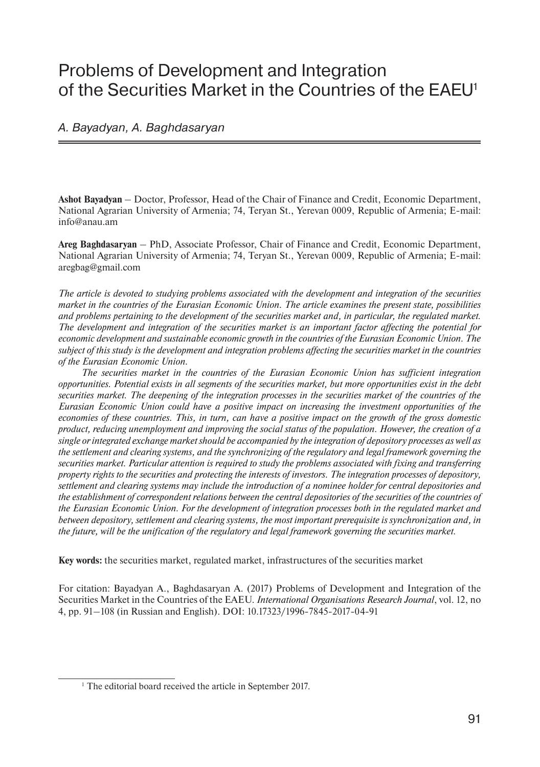# Problems of Development and Integration of the Securities Market in the Countries of the EAEU[1]

*A. Bayadyan, A. Baghdasaryan*

**Ashot Bayadyan** – Doctor, Professor, Head of the Chair of Finance and Credit, Economic Department, National Agrarian University of Armenia; 74, Teryan St., Yerevan 0009, Republic of Armenia; E-mail: info@anau.am

**Areg Baghdasaryan** – PhD, Associate Professor, Chair of Finance and Credit, Economic Department, National Agrarian University of Armenia; 74, Teryan St., Yerevan 0009, Republic of Armenia; E-mail: aregbag@gmail.com

*The article is devoted to studying problems associated with the development and integration of the securities market in the countries of the Eurasian Economic Union. The article examines the present state, possibilities and problems pertaining to the development of the securities market and, in particular, the regulated market. The development and integration of the securities market is an important factor affecting the potential for economic development and sustainable economic growth in the countries of the Eurasian Economic Union. The subject of this study is the development and integration problems affecting the securities market in the countries of the Eurasian Economic Union.*

*The securities market in the countries of the Eurasian Economic Union has sufficient integration opportunities. Potential exists in all segments of the securities market, but more opportunities exist in the debt securities market. The deepening of the integration processes in the securities market of the countries of the Eurasian Economic Union could have a positive impact on increasing the investment opportunities of the economies of these countries. This, in turn, can have a positive impact on the growth of the gross domestic product, reducing unemployment and improving the social status of the population. However, the creation of a single or integrated exchange market should be accompanied by the integration of depository processes as well as the settlement and clearing systems, and the synchronizing of the regulatory and legal framework governing the securities market. Particular attention is required to study the problems associated with fixing and transferring property rights to the securities and protecting the interests of investors. The integration processes of depository, settlement and clearing systems may include the introduction of a nominee holder for central depositories and the establishment of correspondent relations between the central depositories of the securities of the countries of the Eurasian Economic Union. For the development of integration processes both in the regulated market and between depository, settlement and clearing systems, the most important prerequisite is synchronization and, in the future, will be the unification of the regulatory and legal framework governing the securities market.*

**Key words:** the securities market, regulated market, infrastructures of the securities market

For citation: Bayadyan A., Baghdasaryan A. (2017) Problems of Development and Integration of the Securities Market in the Countries of the EAEU. *International Organisations Research Journal*, vol. 12, no 4, pp. 91–108 (in Russian and English). DOI: 10.17323/1996-7845-2017-04-91

---

[1] The editorial board received the article in September 2017.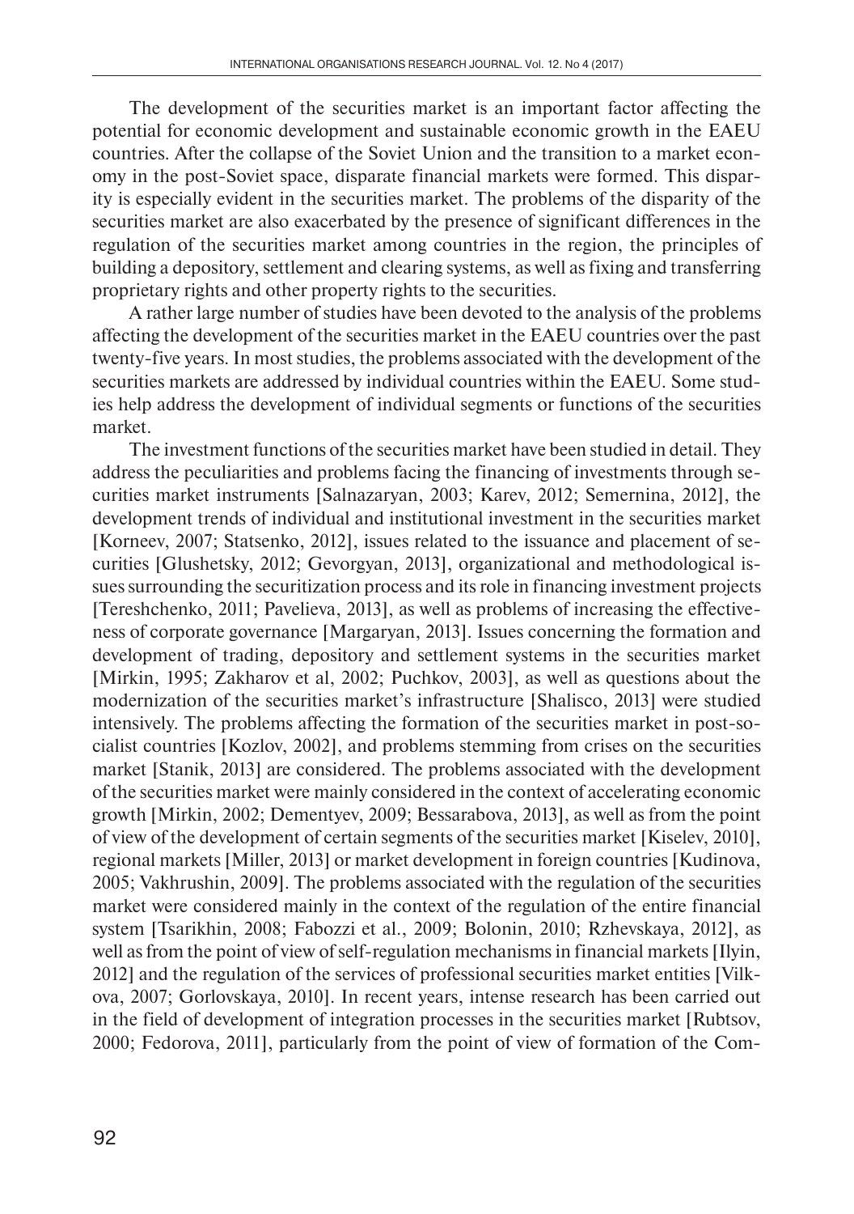The development of the securities market is an important factor affecting the potential for economic development and sustainable economic growth in the EAEU countries. After the collapse of the Soviet Union and the transition to a market economy in the post-Soviet space, disparate financial markets were formed. This disparity is especially evident in the securities market. The problems of the disparity of the securities market are also exacerbated by the presence of significant differences in the regulation of the securities market among countries in the region, the principles of building a depository, settlement and clearing systems, as well as fixing and transferring proprietary rights and other property rights to the securities.

A rather large number of studies have been devoted to the analysis of the problems affecting the development of the securities market in the EAEU countries over the past twenty-five years. In most studies, the problems associated with the development of the securities markets are addressed by individual countries within the EAEU. Some studies help address the development of individual segments or functions of the securities market.

The investment functions of the securities market have been studied in detail. They address the peculiarities and problems facing the financing of investments through securities market instruments [Salnazaryan, 2003; Karev, 2012; Semernina, 2012], the development trends of individual and institutional investment in the securities market [Korneev, 2007; Statsenko, 2012], issues related to the issuance and placement of securities [Glushetsky, 2012; Gevorgyan, 2013], organizational and methodological issues surrounding the securitization process and its role in financing investment projects [Tereshchenko, 2011; Pavelieva, 2013], as well as problems of increasing the effectiveness of corporate governance [Margaryan, 2013]. Issues concerning the formation and development of trading, depository and settlement systems in the securities market [Mirkin, 1995; Zakharov et al, 2002; Puchkov, 2003], as well as questions about the modernization of the securities market's infrastructure [Shalisco, 2013] were studied intensively. The problems affecting the formation of the securities market in post-socialist countries [Kozlov, 2002], and problems stemming from crises on the securities market [Stanik, 2013] are considered. The problems associated with the development of the securities market were mainly considered in the context of accelerating economic growth [Mirkin, 2002; Dementyev, 2009; Bessarabova, 2013], as well as from the point of view of the development of certain segments of the securities market [Kiselev, 2010], regional markets [Miller, 2013] or market development in foreign countries [Kudinova, 2005; Vakhrushin, 2009]. The problems associated with the regulation of the securities market were considered mainly in the context of the regulation of the entire financial system [Tsarikhin, 2008; Fabozzi et al., 2009; Bolonin, 2010; Rzhevskaya, 2012], as well as from the point of view of self-regulation mechanisms in financial markets [Ilyin, 2012] and the regulation of the services of professional securities market entities [Vilkova, 2007; Gorlovskaya, 2010]. In recent years, intense research has been carried out in the field of development of integration processes in the securities market [Rubtsov, 2000; Fedorova, 2011], particularly from the point of view of formation of the Com-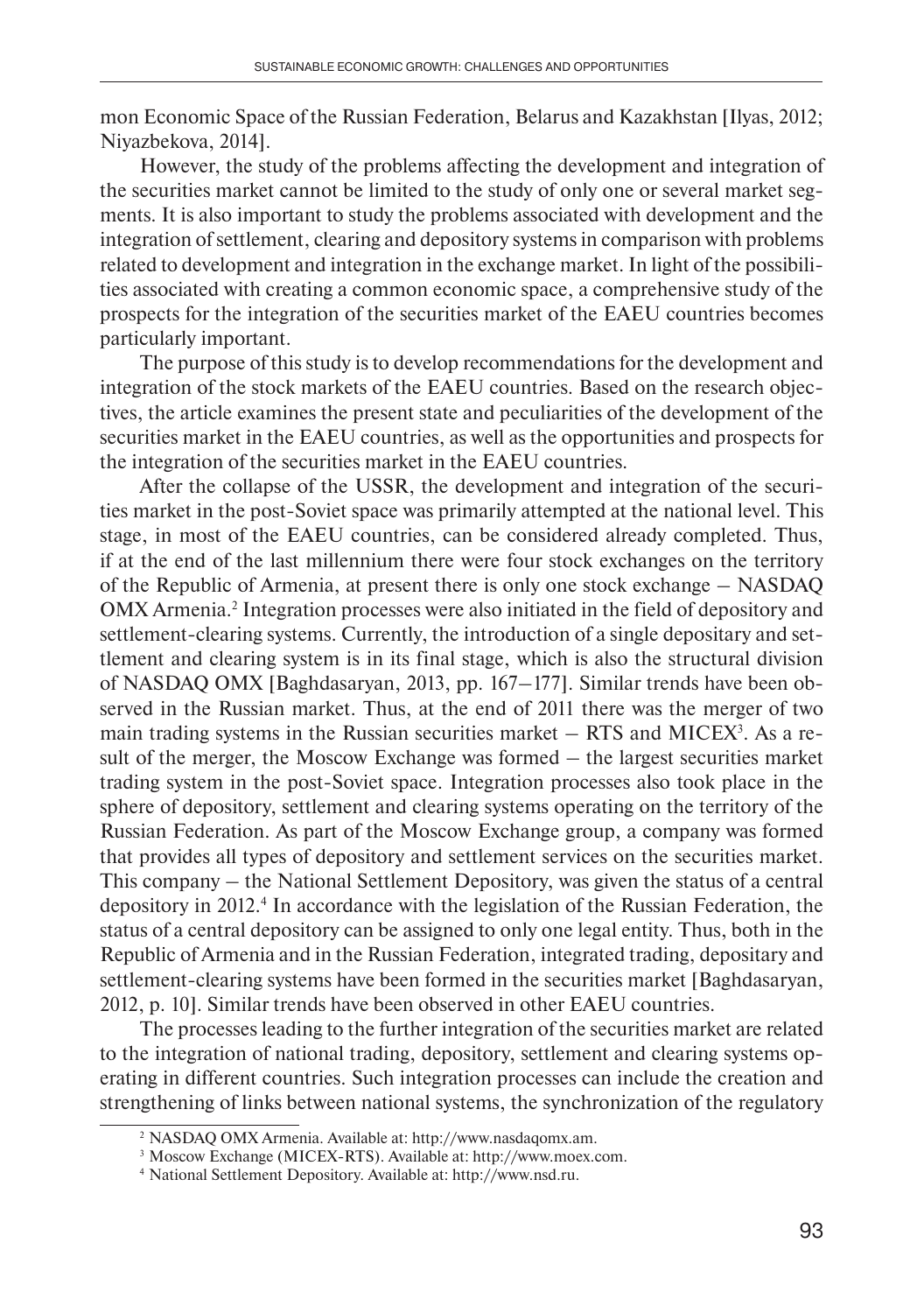mon Economic Space of the Russian Federation, Belarus and Kazakhstan [Ilyas, 2012; Niyazbekova, 2014].

However, the study of the problems affecting the development and integration of the securities market cannot be limited to the study of only one or several market segments. It is also important to study the problems associated with development and the integration of settlement, clearing and depository systems in comparison with problems related to development and integration in the exchange market. In light of the possibilities associated with creating a common economic space, a comprehensive study of the prospects for the integration of the securities market of the EAEU countries becomes particularly important.

The purpose of this study is to develop recommendations for the development and integration of the stock markets of the EAEU countries. Based on the research objectives, the article examines the present state and peculiarities of the development of the securities market in the EAEU countries, as well as the opportunities and prospects for the integration of the securities market in the EAEU countries.

After the collapse of the USSR, the development and integration of the securities market in the post-Soviet space was primarily attempted at the national level. This stage, in most of the EAEU countries, can be considered already completed. Thus, if at the end of the last millennium there were four stock exchanges on the territory of the Republic of Armenia, at present there is only one stock exchange – NASDAQ OMX Armenia.[2] Integration processes were also initiated in the field of depository and settlement-clearing systems. Currently, the introduction of a single depositary and settlement and clearing system is in its final stage, which is also the structural division of NASDAQ OMX [Baghdasaryan, 2013, pp. 167–177]. Similar trends have been observed in the Russian market. Thus, at the end of 2011 there was the merger of two main trading systems in the Russian securities market – RTS and MICEX[3]. As a result of the merger, the Moscow Exchange was formed – the largest securities market trading system in the post-Soviet space. Integration processes also took place in the sphere of depository, settlement and clearing systems operating on the territory of the Russian Federation. As part of the Moscow Exchange group, a company was formed that provides all types of depository and settlement services on the securities market. This company – the National Settlement Depository, was given the status of a central depository in 2012.[4] In accordance with the legislation of the Russian Federation, the status of a central depository can be assigned to only one legal entity. Thus, both in the Republic of Armenia and in the Russian Federation, integrated trading, depositary and settlement-clearing systems have been formed in the securities market [Baghdasaryan, 2012, p. 10]. Similar trends have been observed in other EAEU countries.

The processes leading to the further integration of the securities market are related to the integration of national trading, depository, settlement and clearing systems operating in different countries. Such integration processes can include the creation and strengthening of links between national systems, the synchronization of the regulatory

[2] NASDAQ OMX Armenia. Available at: http://www.nasdaqomx.am.

[3] Moscow Exchange (MICEX-RTS). Available at: http://www.moex.com.

[4] National Settlement Depository. Available at: http://www.nsd.ru.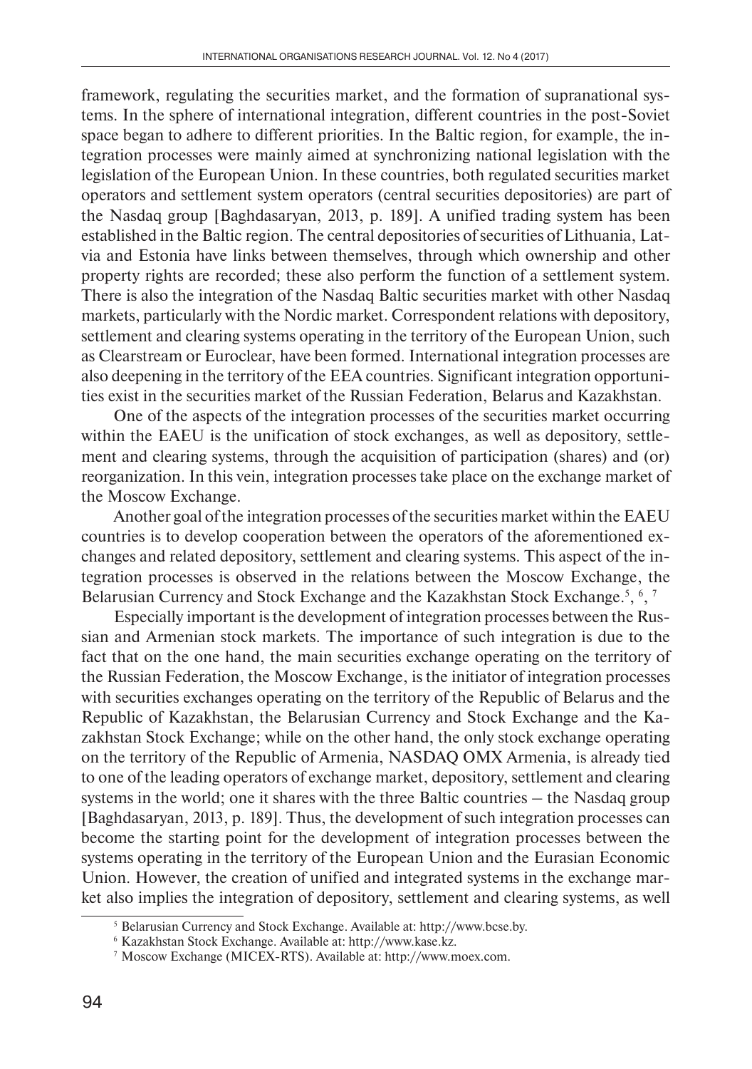framework, regulating the securities market, and the formation of supranational systems. In the sphere of international integration, different countries in the post-Soviet space began to adhere to different priorities. In the Baltic region, for example, the integration processes were mainly aimed at synchronizing national legislation with the legislation of the European Union. In these countries, both regulated securities market operators and settlement system operators (central securities depositories) are part of the Nasdaq group [Baghdasaryan, 2013, p. 189]. A unified trading system has been established in the Baltic region. The central depositories of securities of Lithuania, Latvia and Estonia have links between themselves, through which ownership and other property rights are recorded; these also perform the function of a settlement system. There is also the integration of the Nasdaq Baltic securities market with other Nasdaq markets, particularly with the Nordic market. Correspondent relations with depository, settlement and clearing systems operating in the territory of the European Union, such as Clearstream or Euroclear, have been formed. International integration processes are also deepening in the territory of the EEA countries. Significant integration opportunities exist in the securities market of the Russian Federation, Belarus and Kazakhstan.

One of the aspects of the integration processes of the securities market occurring within the EAEU is the unification of stock exchanges, as well as depository, settlement and clearing systems, through the acquisition of participation (shares) and (or) reorganization. In this vein, integration processes take place on the exchange market of the Moscow Exchange.

Another goal of the integration processes of the securities market within the EAEU countries is to develop cooperation between the operators of the aforementioned exchanges and related depository, settlement and clearing systems. This aspect of the integration processes is observed in the relations between the Moscow Exchange, the Belarusian Currency and Stock Exchange and the Kazakhstan Stock Exchange.[5], [6], [7]

Especially important is the development of integration processes between the Russian and Armenian stock markets. The importance of such integration is due to the fact that on the one hand, the main securities exchange operating on the territory of the Russian Federation, the Moscow Exchange, is the initiator of integration processes with securities exchanges operating on the territory of the Republic of Belarus and the Republic of Kazakhstan, the Belarusian Currency and Stock Exchange and the Kazakhstan Stock Exchange; while on the other hand, the only stock exchange operating on the territory of the Republic of Armenia, NASDAQ OMX Armenia, is already tied to one of the leading operators of exchange market, depository, settlement and clearing systems in the world; one it shares with the three Baltic countries – the Nasdaq group [Baghdasaryan, 2013, p. 189]. Thus, the development of such integration processes can become the starting point for the development of integration processes between the systems operating in the territory of the European Union and the Eurasian Economic Union. However, the creation of unified and integrated systems in the exchange market also implies the integration of depository, settlement and clearing systems, as well

[5] Belarusian Currency and Stock Exchange. Available at: http://www.bcse.by.

[6] Kazakhstan Stock Exchange. Available at: http://www.kase.kz.

[7] Moscow Exchange (MICEX-RTS). Available at: http://www.moex.com.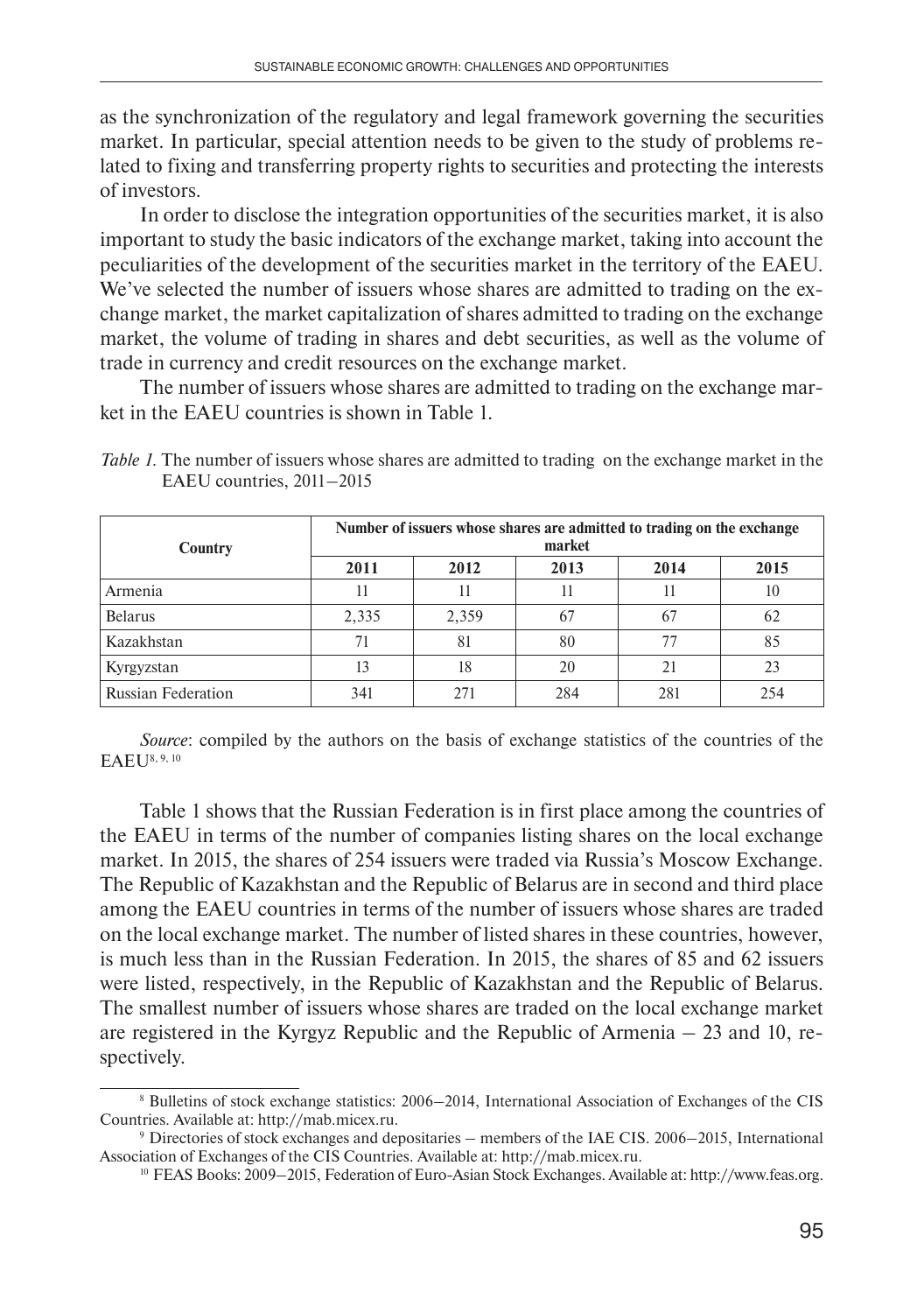as the synchronization of the regulatory and legal framework governing the securities market. In particular, special attention needs to be given to the study of problems related to fixing and transferring property rights to securities and protecting the interests of investors.

In order to disclose the integration opportunities of the securities market, it is also important to study the basic indicators of the exchange market, taking into account the peculiarities of the development of the securities market in the territory of the EAEU. We've selected the number of issuers whose shares are admitted to trading on the exchange market, the market capitalization of shares admitted to trading on the exchange market, the volume of trading in shares and debt securities, as well as the volume of trade in currency and credit resources on the exchange market.

The number of issuers whose shares are admitted to trading on the exchange market in the EAEU countries is shown in Table 1.

*Table 1.* The number of issuers whose shares are admitted to trading on the exchange market in the EAEU countries, 2011–2015

| Country | Number of issuers whose shares are admitted to trading on the exchange market | | | | |
|---|---|---|---|---|---|
| | 2011 | 2012 | 2013 | 2014 | 2015 |
| Armenia | 11 | 11 | 11 | 11 | 10 |
| Belarus | 2,335 | 2,359 | 67 | 67 | 62 |
| Kazakhstan | 71 | 81 | 80 | 77 | 85 |
| Kyrgyzstan | 13 | 18 | 20 | 21 | 23 |
| Russian Federation | 341 | 271 | 284 | 281 | 254 |

*Source*: compiled by the authors on the basis of exchange statistics of the countries of the EAEU[8, 9, 10]

Table 1 shows that the Russian Federation is in first place among the countries of the EAEU in terms of the number of companies listing shares on the local exchange market. In 2015, the shares of 254 issuers were traded via Russia's Moscow Exchange. The Republic of Kazakhstan and the Republic of Belarus are in second and third place among the EAEU countries in terms of the number of issuers whose shares are traded on the local exchange market. The number of listed shares in these countries, however, is much less than in the Russian Federation. In 2015, the shares of 85 and 62 issuers were listed, respectively, in the Republic of Kazakhstan and the Republic of Belarus. The smallest number of issuers whose shares are traded on the local exchange market are registered in the Kyrgyz Republic and the Republic of Armenia – 23 and 10, respectively.

[8] Bulletins of stock exchange statistics: 2006–2014, International Association of Exchanges of the CIS Countries. Available at: http://mab.micex.ru.

[9] Directories of stock exchanges and depositaries – members of the IAE CIS. 2006–2015, International Association of Exchanges of the CIS Countries. Available at: http://mab.micex.ru.

[10] FEAS Books: 2009–2015, Federation of Euro-Asian Stock Exchanges. Available at: http://www.feas.org.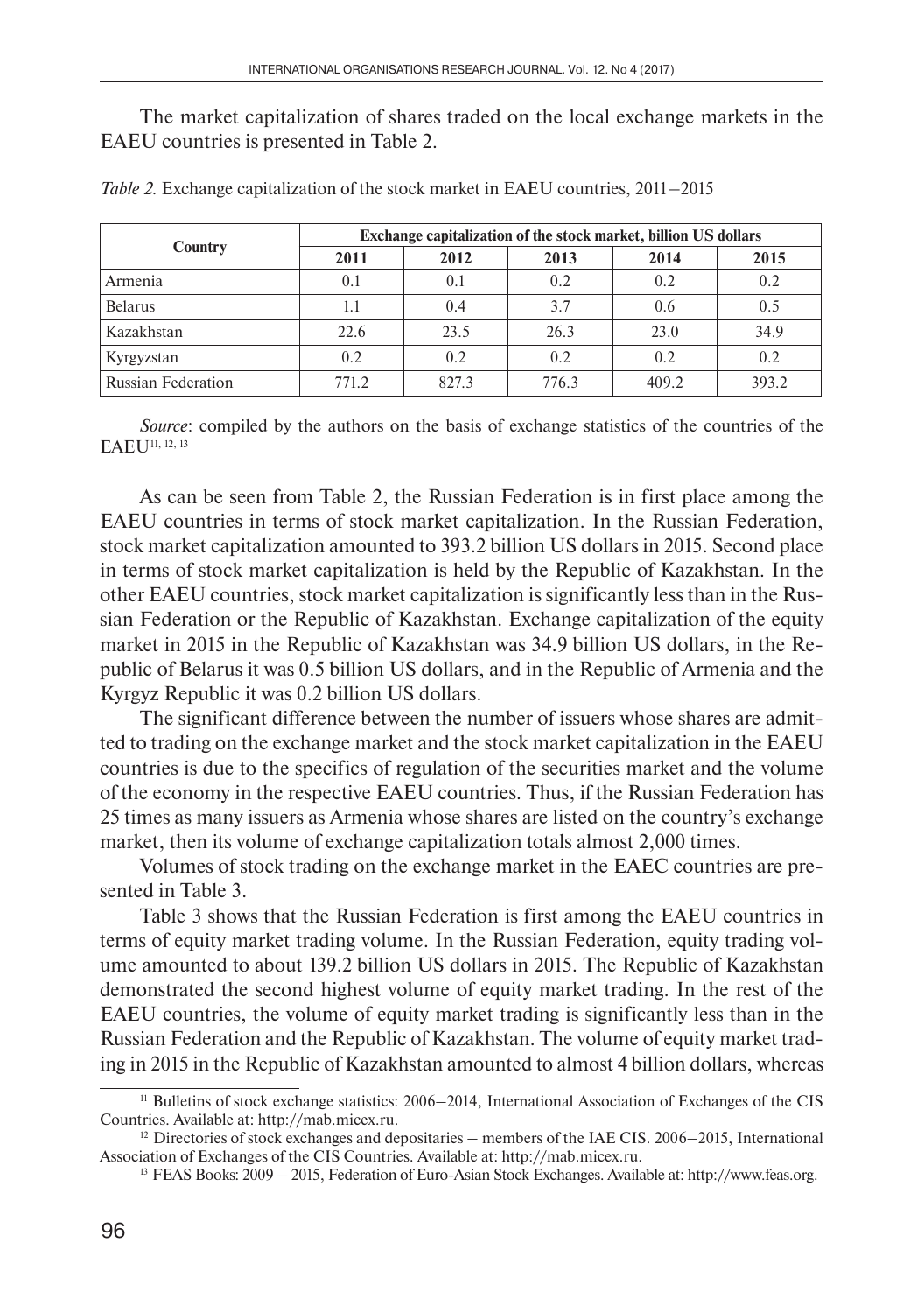The market capitalization of shares traded on the local exchange markets in the EAEU countries is presented in Table 2.

*Table 2.* Exchange capitalization of the stock market in EAEU countries, 2011–2015

| Country | Exchange capitalization of the stock market, billion US dollars | | | | |
|---|---|---|---|---|---|
| | 2011 | 2012 | 2013 | 2014 | 2015 |
| Armenia | 0.1 | 0.1 | 0.2 | 0.2 | 0.2 |
| Belarus | 1.1 | 0.4 | 3.7 | 0.6 | 0.5 |
| Kazakhstan | 22.6 | 23.5 | 26.3 | 23.0 | 34.9 |
| Kyrgyzstan | 0.2 | 0.2 | 0.2 | 0.2 | 0.2 |
| Russian Federation | 771.2 | 827.3 | 776.3 | 409.2 | 393.2 |

*Source*: compiled by the authors on the basis of exchange statistics of the countries of the EAEU[11, 12, 13]

As can be seen from Table 2, the Russian Federation is in first place among the EAEU countries in terms of stock market capitalization. In the Russian Federation, stock market capitalization amounted to 393.2 billion US dollars in 2015. Second place in terms of stock market capitalization is held by the Republic of Kazakhstan. In the other EAEU countries, stock market capitalization is significantly less than in the Russian Federation or the Republic of Kazakhstan. Exchange capitalization of the equity market in 2015 in the Republic of Kazakhstan was 34.9 billion US dollars, in the Republic of Belarus it was 0.5 billion US dollars, and in the Republic of Armenia and the Kyrgyz Republic it was 0.2 billion US dollars.

The significant difference between the number of issuers whose shares are admitted to trading on the exchange market and the stock market capitalization in the EAEU countries is due to the specifics of regulation of the securities market and the volume of the economy in the respective EAEU countries. Thus, if the Russian Federation has 25 times as many issuers as Armenia whose shares are listed on the country's exchange market, then its volume of exchange capitalization totals almost 2,000 times.

Volumes of stock trading on the exchange market in the EAEC countries are presented in Table 3.

Table 3 shows that the Russian Federation is first among the EAEU countries in terms of equity market trading volume. In the Russian Federation, equity trading volume amounted to about 139.2 billion US dollars in 2015. The Republic of Kazakhstan demonstrated the second highest volume of equity market trading. In the rest of the EAEU countries, the volume of equity market trading is significantly less than in the Russian Federation and the Republic of Kazakhstan. The volume of equity market trading in 2015 in the Republic of Kazakhstan amounted to almost 4 billion dollars, whereas

[11] Bulletins of stock exchange statistics: 2006–2014, International Association of Exchanges of the CIS Countries. Available at: http://mab.micex.ru.

[12] Directories of stock exchanges and depositaries – members of the IAE CIS. 2006–2015, International Association of Exchanges of the CIS Countries. Available at: http://mab.micex.ru.

[13] FEAS Books: 2009 – 2015, Federation of Euro-Asian Stock Exchanges. Available at: http://www.feas.org.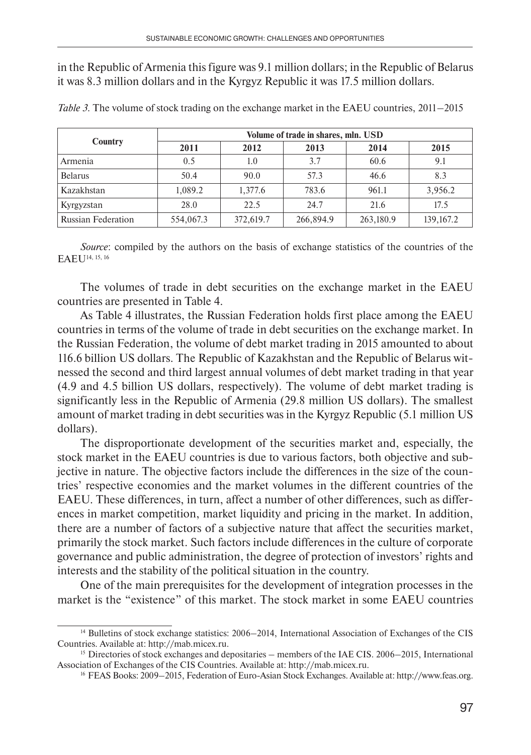in the Republic of Armenia this figure was 9.1 million dollars; in the Republic of Belarus it was 8.3 million dollars and in the Kyrgyz Republic it was 17.5 million dollars.

*Table 3.* The volume of stock trading on the exchange market in the EAEU countries, 2011–2015

| Country | Volume of trade in shares, mln. USD | | | | |
|---|---|---|---|---|---|
| | 2011 | 2012 | 2013 | 2014 | 2015 |
| Armenia | 0.5 | 1.0 | 3.7 | 60.6 | 9.1 |
| Belarus | 50.4 | 90.0 | 57.3 | 46.6 | 8.3 |
| Kazakhstan | 1,089.2 | 1,377.6 | 783.6 | 961.1 | 3,956.2 |
| Kyrgyzstan | 28.0 | 22.5 | 24.7 | 21.6 | 17.5 |
| Russian Federation | 554,067.3 | 372,619.7 | 266,894.9 | 263,180.9 | 139,167.2 |

*Source*: compiled by the authors on the basis of exchange statistics of the countries of the EAEU[14, 15, 16]

The volumes of trade in debt securities on the exchange market in the EAEU countries are presented in Table 4.

As Table 4 illustrates, the Russian Federation holds first place among the EAEU countries in terms of the volume of trade in debt securities on the exchange market. In the Russian Federation, the volume of debt market trading in 2015 amounted to about 116.6 billion US dollars. The Republic of Kazakhstan and the Republic of Belarus witnessed the second and third largest annual volumes of debt market trading in that year (4.9 and 4.5 billion US dollars, respectively). The volume of debt market trading is significantly less in the Republic of Armenia (29.8 million US dollars). The smallest amount of market trading in debt securities was in the Kyrgyz Republic (5.1 million US dollars).

The disproportionate development of the securities market and, especially, the stock market in the EAEU countries is due to various factors, both objective and subjective in nature. The objective factors include the differences in the size of the countries' respective economies and the market volumes in the different countries of the EAEU. These differences, in turn, affect a number of other differences, such as differences in market competition, market liquidity and pricing in the market. In addition, there are a number of factors of a subjective nature that affect the securities market, primarily the stock market. Such factors include differences in the culture of corporate governance and public administration, the degree of protection of investors' rights and interests and the stability of the political situation in the country.

One of the main prerequisites for the development of integration processes in the market is the "existence" of this market. The stock market in some EAEU countries

[14] Bulletins of stock exchange statistics: 2006–2014, International Association of Exchanges of the CIS Countries. Available at: http://mab.micex.ru.

[15] Directories of stock exchanges and depositaries – members of the IAE CIS. 2006–2015, International Association of Exchanges of the CIS Countries. Available at: http://mab.micex.ru.

[16] FEAS Books: 2009–2015, Federation of Euro-Asian Stock Exchanges. Available at: http://www.feas.org.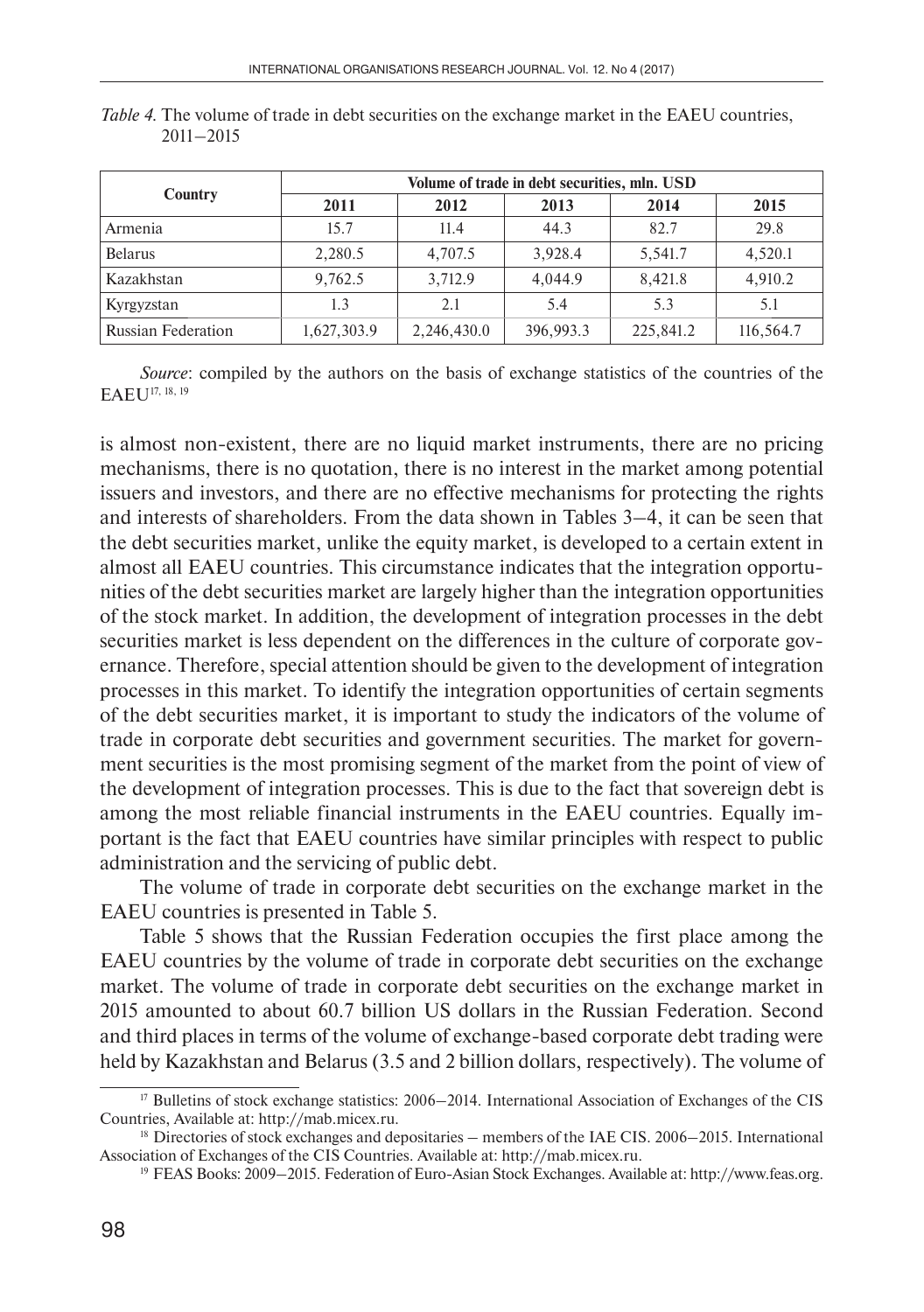*Table 4.* The volume of trade in debt securities on the exchange market in the EAEU countries, 2011–2015

| Country | Volume of trade in debt securities, mln. USD | | | | |
|---|---|---|---|---|---|
| | **2011** | **2012** | **2013** | **2014** | **2015** |
| Armenia | 15.7 | 11.4 | 44.3 | 82.7 | 29.8 |
| Belarus | 2,280.5 | 4,707.5 | 3,928.4 | 5,541.7 | 4,520.1 |
| Kazakhstan | 9,762.5 | 3,712.9 | 4,044.9 | 8,421.8 | 4,910.2 |
| Kyrgyzstan | 1.3 | 2.1 | 5.4 | 5.3 | 5.1 |
| Russian Federation | 1,627,303.9 | 2,246,430.0 | 396,993.3 | 225,841.2 | 116,564.7 |

*Source*: compiled by the authors on the basis of exchange statistics of the countries of the EAEU[17, 18, 19]

is almost non-existent, there are no liquid market instruments, there are no pricing mechanisms, there is no quotation, there is no interest in the market among potential issuers and investors, and there are no effective mechanisms for protecting the rights and interests of shareholders. From the data shown in Tables 3–4, it can be seen that the debt securities market, unlike the equity market, is developed to a certain extent in almost all EAEU countries. This circumstance indicates that the integration opportunities of the debt securities market are largely higher than the integration opportunities of the stock market. In addition, the development of integration processes in the debt securities market is less dependent on the differences in the culture of corporate governance. Therefore, special attention should be given to the development of integration processes in this market. To identify the integration opportunities of certain segments of the debt securities market, it is important to study the indicators of the volume of trade in corporate debt securities and government securities. The market for government securities is the most promising segment of the market from the point of view of the development of integration processes. This is due to the fact that sovereign debt is among the most reliable financial instruments in the EAEU countries. Equally important is the fact that EAEU countries have similar principles with respect to public administration and the servicing of public debt.

The volume of trade in corporate debt securities on the exchange market in the EAEU countries is presented in Table 5.

Table 5 shows that the Russian Federation occupies the first place among the EAEU countries by the volume of trade in corporate debt securities on the exchange market. The volume of trade in corporate debt securities on the exchange market in 2015 amounted to about 60.7 billion US dollars in the Russian Federation. Second and third places in terms of the volume of exchange-based corporate debt trading were held by Kazakhstan and Belarus (3.5 and 2 billion dollars, respectively). The volume of

[17] Bulletins of stock exchange statistics: 2006–2014. International Association of Exchanges of the CIS Countries, Available at: http://mab.micex.ru.

[18] Directories of stock exchanges and depositaries – members of the IAE CIS. 2006–2015. International Association of Exchanges of the CIS Countries. Available at: http://mab.micex.ru.

[19] FEAS Books: 2009–2015. Federation of Euro-Asian Stock Exchanges. Available at: http://www.feas.org.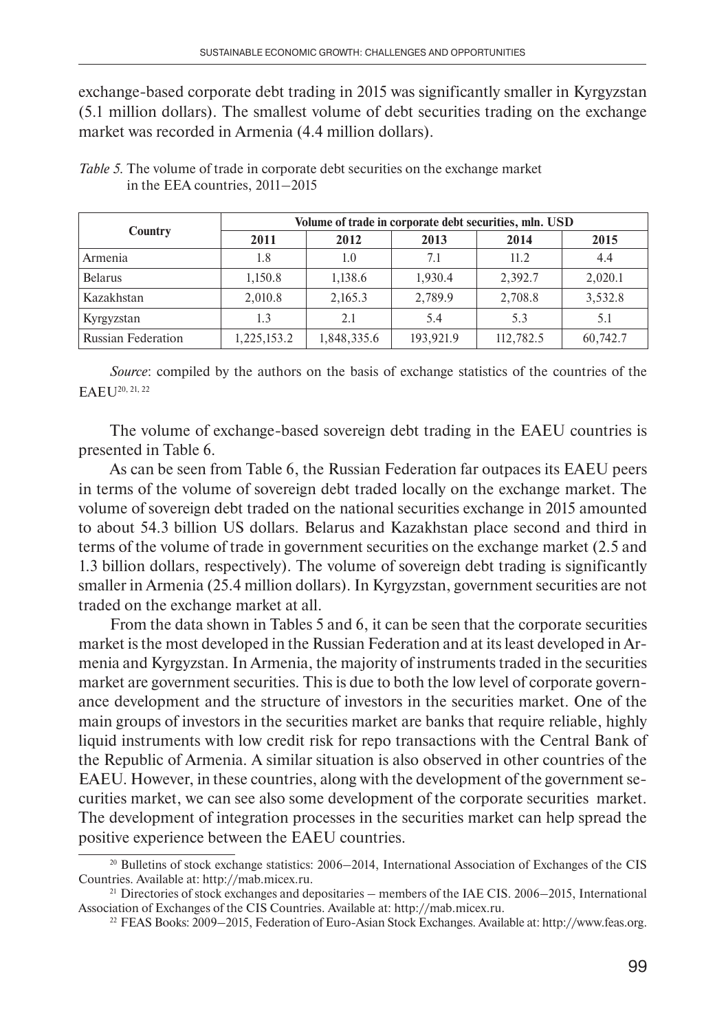exchange-based corporate debt trading in 2015 was significantly smaller in Kyrgyzstan (5.1 million dollars). The smallest volume of debt securities trading on the exchange market was recorded in Armenia (4.4 million dollars).

*Table 5.* The volume of trade in corporate debt securities on the exchange market in the EEA countries, 2011–2015

| Country | Volume of trade in corporate debt securities, mln. USD | | | | |
|---|---|---|---|---|---|
| | 2011 | 2012 | 2013 | 2014 | 2015 |
| Armenia | 1.8 | 1.0 | 7.1 | 11.2 | 4.4 |
| Belarus | 1,150.8 | 1,138.6 | 1,930.4 | 2,392.7 | 2,020.1 |
| Kazakhstan | 2,010.8 | 2,165.3 | 2,789.9 | 2,708.8 | 3,532.8 |
| Kyrgyzstan | 1.3 | 2.1 | 5.4 | 5.3 | 5.1 |
| Russian Federation | 1,225,153.2 | 1,848,335.6 | 193,921.9 | 112,782.5 | 60,742.7 |

*Source*: compiled by the authors on the basis of exchange statistics of the countries of the EAEU[20, 21, 22]

The volume of exchange-based sovereign debt trading in the EAEU countries is presented in Table 6.

As can be seen from Table 6, the Russian Federation far outpaces its EAEU peers in terms of the volume of sovereign debt traded locally on the exchange market. The volume of sovereign debt traded on the national securities exchange in 2015 amounted to about 54.3 billion US dollars. Belarus and Kazakhstan place second and third in terms of the volume of trade in government securities on the exchange market (2.5 and 1.3 billion dollars, respectively). The volume of sovereign debt trading is significantly smaller in Armenia (25.4 million dollars). In Kyrgyzstan, government securities are not traded on the exchange market at all.

From the data shown in Tables 5 and 6, it can be seen that the corporate securities market is the most developed in the Russian Federation and at its least developed in Armenia and Kyrgyzstan. In Armenia, the majority of instruments traded in the securities market are government securities. This is due to both the low level of corporate governance development and the structure of investors in the securities market. One of the main groups of investors in the securities market are banks that require reliable, highly liquid instruments with low credit risk for repo transactions with the Central Bank of the Republic of Armenia. A similar situation is also observed in other countries of the EAEU. However, in these countries, along with the development of the government securities market, we can see also some development of the corporate securities market. The development of integration processes in the securities market can help spread the positive experience between the EAEU countries.

[20] Bulletins of stock exchange statistics: 2006–2014, International Association of Exchanges of the CIS Countries. Available at: http://mab.micex.ru.

[21] Directories of stock exchanges and depositaries – members of the IAE CIS. 2006–2015, International Association of Exchanges of the CIS Countries. Available at: http://mab.micex.ru.

[22] FEAS Books: 2009–2015, Federation of Euro-Asian Stock Exchanges. Available at: http://www.feas.org.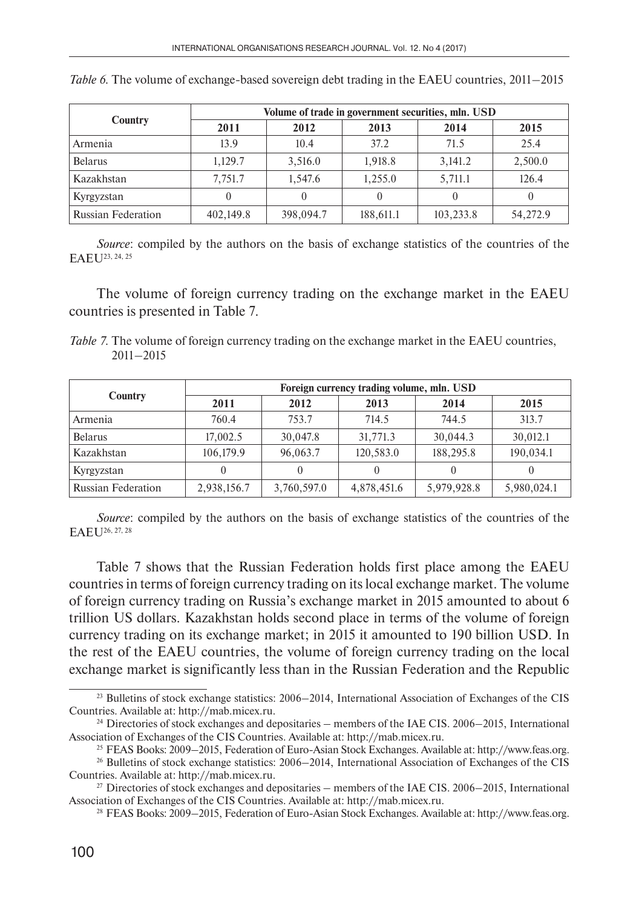*Table 6.* The volume of exchange-based sovereign debt trading in the EAEU countries, 2011–2015

| Country | Volume of trade in government securities, mln. USD | | | | |
|---|---|---|---|---|---|
| | 2011 | 2012 | 2013 | 2014 | 2015 |
| Armenia | 13.9 | 10.4 | 37.2 | 71.5 | 25.4 |
| Belarus | 1,129.7 | 3,516.0 | 1,918.8 | 3,141.2 | 2,500.0 |
| Kazakhstan | 7,751.7 | 1,547.6 | 1,255.0 | 5,711.1 | 126.4 |
| Kyrgyzstan | 0 | 0 | 0 | 0 | 0 |
| Russian Federation | 402,149.8 | 398,094.7 | 188,611.1 | 103,233.8 | 54,272.9 |

*Source*: compiled by the authors on the basis of exchange statistics of the countries of the EAEU[23, 24, 25]

The volume of foreign currency trading on the exchange market in the EAEU countries is presented in Table 7.

*Table 7.* The volume of foreign currency trading on the exchange market in the EAEU countries, 2011–2015

| Country | Foreign currency trading volume, mln. USD | | | | |
|---|---|---|---|---|---|
| | 2011 | 2012 | 2013 | 2014 | 2015 |
| Armenia | 760.4 | 753.7 | 714.5 | 744.5 | 313.7 |
| Belarus | 17,002.5 | 30,047.8 | 31,771.3 | 30,044.3 | 30,012.1 |
| Kazakhstan | 106,179.9 | 96,063.7 | 120,583.0 | 188,295.8 | 190,034.1 |
| Kyrgyzstan | 0 | 0 | 0 | 0 | 0 |
| Russian Federation | 2,938,156.7 | 3,760,597.0 | 4,878,451.6 | 5,979,928.8 | 5,980,024.1 |

*Source*: compiled by the authors on the basis of exchange statistics of the countries of the EAEU[26, 27, 28]

Table 7 shows that the Russian Federation holds first place among the EAEU countries in terms of foreign currency trading on its local exchange market. The volume of foreign currency trading on Russia's exchange market in 2015 amounted to about 6 trillion US dollars. Kazakhstan holds second place in terms of the volume of foreign currency trading on its exchange market; in 2015 it amounted to 190 billion USD. In the rest of the EAEU countries, the volume of foreign currency trading on the local exchange market is significantly less than in the Russian Federation and the Republic

---

[23] Bulletins of stock exchange statistics: 2006–2014, International Association of Exchanges of the CIS Countries. Available at: http://mab.micex.ru.

[24] Directories of stock exchanges and depositaries – members of the IAE CIS. 2006–2015, International Association of Exchanges of the CIS Countries. Available at: http://mab.micex.ru.

[25] FEAS Books: 2009–2015, Federation of Euro-Asian Stock Exchanges. Available at: http://www.feas.org.

[26] Bulletins of stock exchange statistics: 2006–2014, International Association of Exchanges of the CIS Countries. Available at: http://mab.micex.ru.

[27] Directories of stock exchanges and depositaries – members of the IAE CIS. 2006–2015, International Association of Exchanges of the CIS Countries. Available at: http://mab.micex.ru.

[28] FEAS Books: 2009–2015, Federation of Euro-Asian Stock Exchanges. Available at: http://www.feas.org.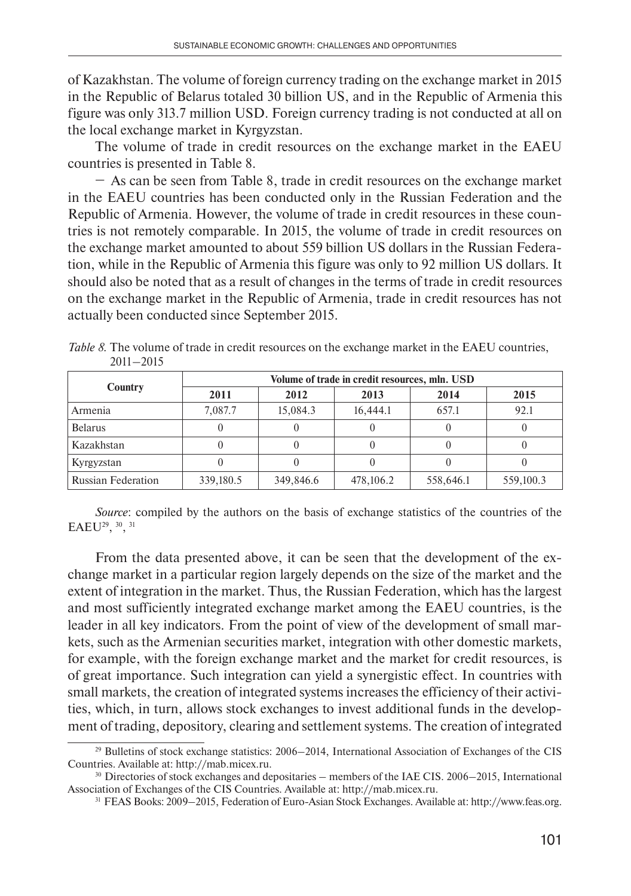of Kazakhstan. The volume of foreign currency trading on the exchange market in 2015 in the Republic of Belarus totaled 30 billion US, and in the Republic of Armenia this figure was only 313.7 million USD. Foreign currency trading is not conducted at all on the local exchange market in Kyrgyzstan.

The volume of trade in credit resources on the exchange market in the EAEU countries is presented in Table 8.

– As can be seen from Table 8, trade in credit resources on the exchange market in the EAEU countries has been conducted only in the Russian Federation and the Republic of Armenia. However, the volume of trade in credit resources in these countries is not remotely comparable. In 2015, the volume of trade in credit resources on the exchange market amounted to about 559 billion US dollars in the Russian Federation, while in the Republic of Armenia this figure was only to 92 million US dollars. It should also be noted that as a result of changes in the terms of trade in credit resources on the exchange market in the Republic of Armenia, trade in credit resources has not actually been conducted since September 2015.

*Table 8.* The volume of trade in credit resources on the exchange market in the EAEU countries, 2011–2015

| Country | Volume of trade in credit resources, mln. USD | | | | |
|---|---|---|---|---|---|
| | **2011** | **2012** | **2013** | **2014** | **2015** |
| Armenia | 7,087.7 | 15,084.3 | 16,444.1 | 657.1 | 92.1 |
| Belarus | 0 | 0 | 0 | 0 | 0 |
| Kazakhstan | 0 | 0 | 0 | 0 | 0 |
| Kyrgyzstan | 0 | 0 | 0 | 0 | 0 |
| Russian Federation | 339,180.5 | 349,846.6 | 478,106.2 | 558,646.1 | 559,100.3 |

*Source*: compiled by the authors on the basis of exchange statistics of the countries of the EAEU[29], [30], [31]

From the data presented above, it can be seen that the development of the exchange market in a particular region largely depends on the size of the market and the extent of integration in the market. Thus, the Russian Federation, which has the largest and most sufficiently integrated exchange market among the EAEU countries, is the leader in all key indicators. From the point of view of the development of small markets, such as the Armenian securities market, integration with other domestic markets, for example, with the foreign exchange market and the market for credit resources, is of great importance. Such integration can yield a synergistic effect. In countries with small markets, the creation of integrated systems increases the efficiency of their activities, which, in turn, allows stock exchanges to invest additional funds in the development of trading, depository, clearing and settlement systems. The creation of integrated

[29] Bulletins of stock exchange statistics: 2006–2014, International Association of Exchanges of the CIS Countries. Available at: http://mab.micex.ru.

[30] Directories of stock exchanges and depositaries – members of the IAE CIS. 2006–2015, International Association of Exchanges of the CIS Countries. Available at: http://mab.micex.ru.

[31] FEAS Books: 2009–2015, Federation of Euro-Asian Stock Exchanges. Available at: http://www.feas.org.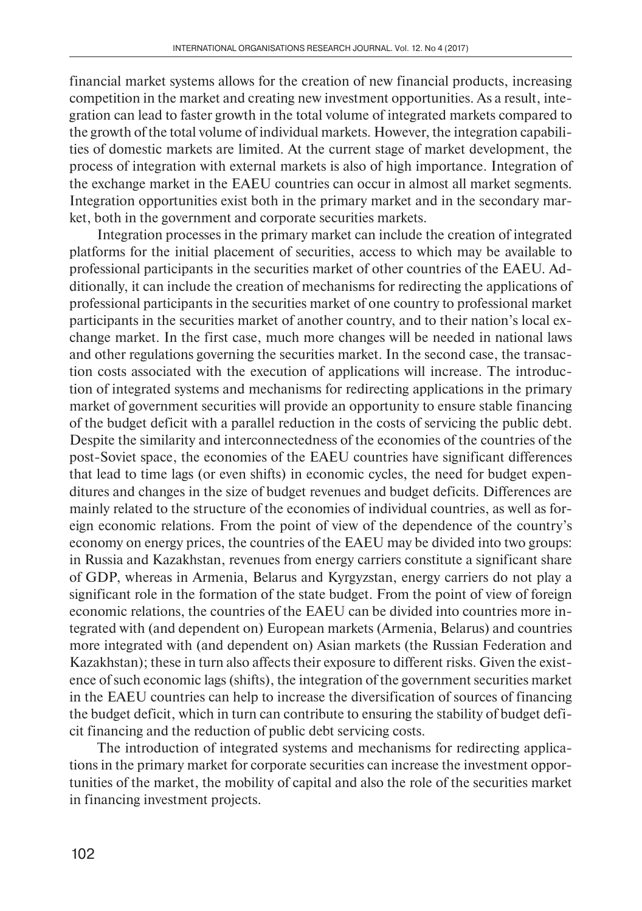financial market systems allows for the creation of new financial products, increasing competition in the market and creating new investment opportunities. As a result, integration can lead to faster growth in the total volume of integrated markets compared to the growth of the total volume of individual markets. However, the integration capabilities of domestic markets are limited. At the current stage of market development, the process of integration with external markets is also of high importance. Integration of the exchange market in the EAEU countries can occur in almost all market segments. Integration opportunities exist both in the primary market and in the secondary market, both in the government and corporate securities markets.

Integration processes in the primary market can include the creation of integrated platforms for the initial placement of securities, access to which may be available to professional participants in the securities market of other countries of the EAEU. Additionally, it can include the creation of mechanisms for redirecting the applications of professional participants in the securities market of one country to professional market participants in the securities market of another country, and to their nation's local exchange market. In the first case, much more changes will be needed in national laws and other regulations governing the securities market. In the second case, the transaction costs associated with the execution of applications will increase. The introduction of integrated systems and mechanisms for redirecting applications in the primary market of government securities will provide an opportunity to ensure stable financing of the budget deficit with a parallel reduction in the costs of servicing the public debt. Despite the similarity and interconnectedness of the economies of the countries of the post-Soviet space, the economies of the EAEU countries have significant differences that lead to time lags (or even shifts) in economic cycles, the need for budget expenditures and changes in the size of budget revenues and budget deficits. Differences are mainly related to the structure of the economies of individual countries, as well as foreign economic relations. From the point of view of the dependence of the country's economy on energy prices, the countries of the EAEU may be divided into two groups: in Russia and Kazakhstan, revenues from energy carriers constitute a significant share of GDP, whereas in Armenia, Belarus and Kyrgyzstan, energy carriers do not play a significant role in the formation of the state budget. From the point of view of foreign economic relations, the countries of the EAEU can be divided into countries more integrated with (and dependent on) European markets (Armenia, Belarus) and countries more integrated with (and dependent on) Asian markets (the Russian Federation and Kazakhstan); these in turn also affects their exposure to different risks. Given the existence of such economic lags (shifts), the integration of the government securities market in the EAEU countries can help to increase the diversification of sources of financing the budget deficit, which in turn can contribute to ensuring the stability of budget deficit financing and the reduction of public debt servicing costs.

The introduction of integrated systems and mechanisms for redirecting applications in the primary market for corporate securities can increase the investment opportunities of the market, the mobility of capital and also the role of the securities market in financing investment projects.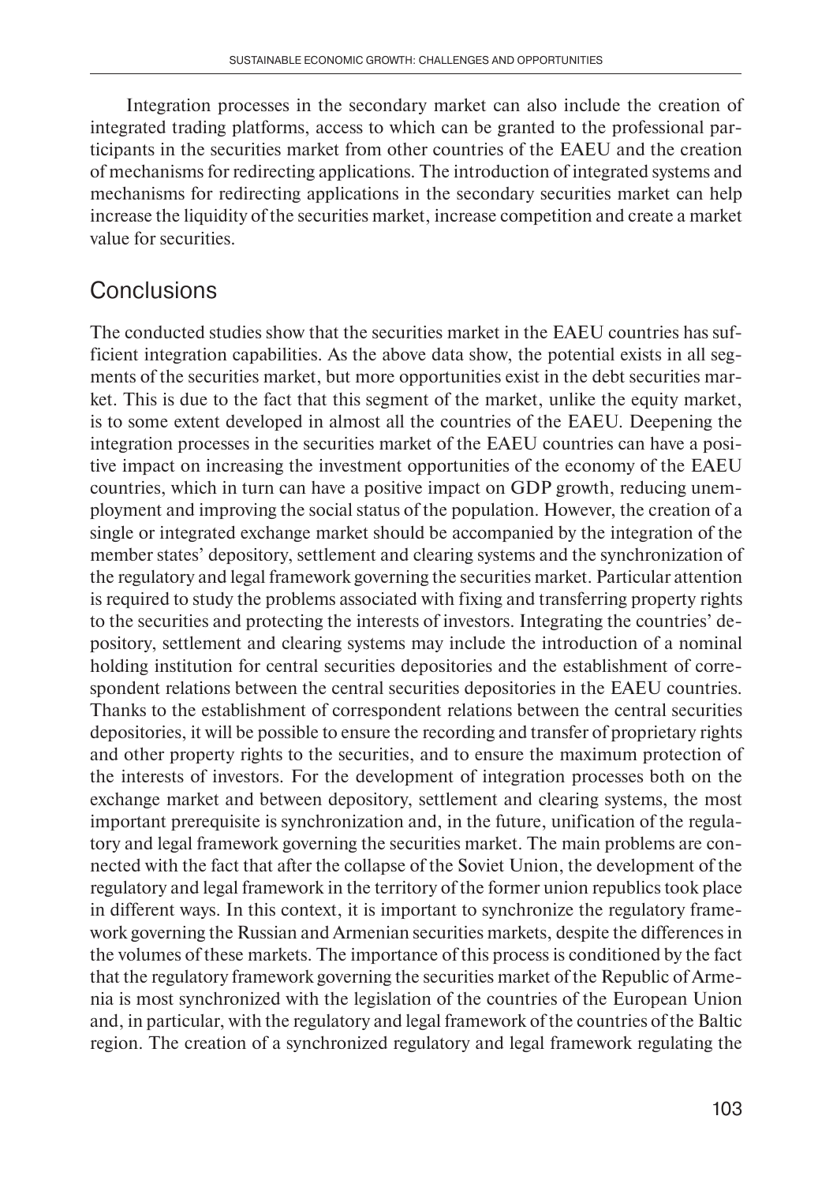Integration processes in the secondary market can also include the creation of integrated trading platforms, access to which can be granted to the professional participants in the securities market from other countries of the EAEU and the creation of mechanisms for redirecting applications. The introduction of integrated systems and mechanisms for redirecting applications in the secondary securities market can help increase the liquidity of the securities market, increase competition and create a market value for securities.

## Conclusions

The conducted studies show that the securities market in the EAEU countries has sufficient integration capabilities. As the above data show, the potential exists in all segments of the securities market, but more opportunities exist in the debt securities market. This is due to the fact that this segment of the market, unlike the equity market, is to some extent developed in almost all the countries of the EAEU. Deepening the integration processes in the securities market of the EAEU countries can have a positive impact on increasing the investment opportunities of the economy of the EAEU countries, which in turn can have a positive impact on GDP growth, reducing unemployment and improving the social status of the population. However, the creation of a single or integrated exchange market should be accompanied by the integration of the member states' depository, settlement and clearing systems and the synchronization of the regulatory and legal framework governing the securities market. Particular attention is required to study the problems associated with fixing and transferring property rights to the securities and protecting the interests of investors. Integrating the countries' depository, settlement and clearing systems may include the introduction of a nominal holding institution for central securities depositories and the establishment of correspondent relations between the central securities depositories in the EAEU countries. Thanks to the establishment of correspondent relations between the central securities depositories, it will be possible to ensure the recording and transfer of proprietary rights and other property rights to the securities, and to ensure the maximum protection of the interests of investors. For the development of integration processes both on the exchange market and between depository, settlement and clearing systems, the most important prerequisite is synchronization and, in the future, unification of the regulatory and legal framework governing the securities market. The main problems are connected with the fact that after the collapse of the Soviet Union, the development of the regulatory and legal framework in the territory of the former union republics took place in different ways. In this context, it is important to synchronize the regulatory framework governing the Russian and Armenian securities markets, despite the differences in the volumes of these markets. The importance of this process is conditioned by the fact that the regulatory framework governing the securities market of the Republic of Armenia is most synchronized with the legislation of the countries of the European Union and, in particular, with the regulatory and legal framework of the countries of the Baltic region. The creation of a synchronized regulatory and legal framework regulating the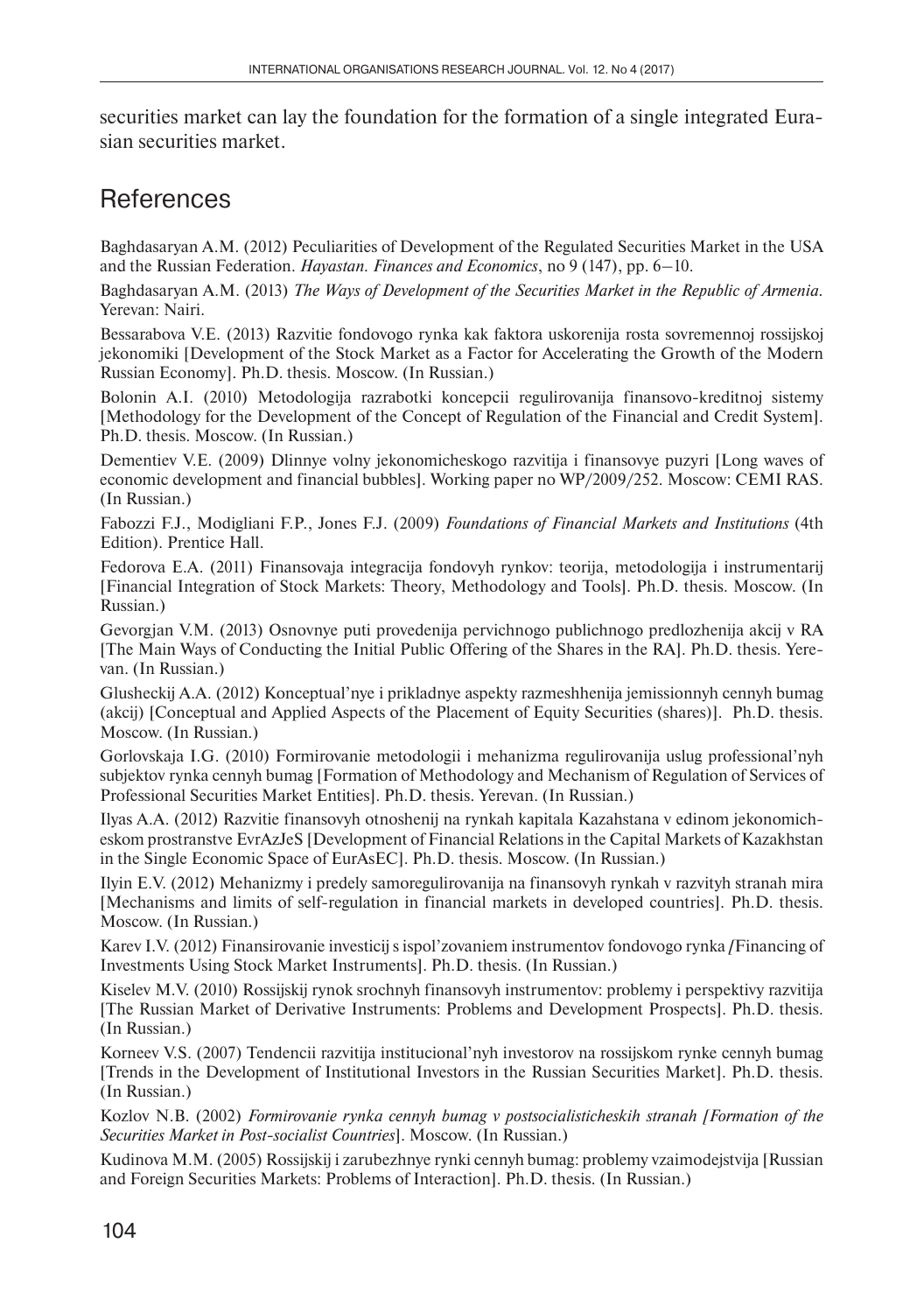securities market can lay the foundation for the formation of a single integrated Eurasian securities market.

## References

Baghdasaryan A.M. (2012) Peculiarities of Development of the Regulated Securities Market in the USA and the Russian Federation. *Hayastan. Finances and Economics*, no 9 (147), pp. 6–10.

Baghdasaryan A.M. (2013) *The Ways of Development of the Securities Market in the Republic of Armenia*. Yerevan: Nairi.

Bessarabova V.E. (2013) Razvitie fondovogo rynka kak faktora uskorenija rosta sovremennoj rossijskoj jekonomiki [Development of the Stock Market as a Factor for Accelerating the Growth of the Modern Russian Economy]. Ph.D. thesis. Moscow. (In Russian.)

Bolonin A.I. (2010) Metodologija razrabotki koncepcii regulirovanija finansovo-kreditnoj sistemy [Methodology for the Development of the Concept of Regulation of the Financial and Credit System]. Ph.D. thesis. Moscow. (In Russian.)

Dementiev V.E. (2009) Dlinnye volny jekonomicheskogo razvitija i finansovye puzyri [Long waves of economic development and financial bubbles]. Working paper no WP/2009/252. Moscow: CEMI RAS. (In Russian.)

Fabozzi F.J., Modigliani F.P., Jones F.J. (2009) *Foundations of Financial Markets and Institutions* (4th Edition). Prentice Hall.

Fedorova E.A. (2011) Finansovaja integracija fondovyh rynkov: teorija, metodologija i instrumentarij [Financial Integration of Stock Markets: Theory, Methodology and Tools]. Ph.D. thesis. Moscow. (In Russian.)

Gevorgjan V.M. (2013) Osnovnye puti provedenija pervichnogo publichnogo predlozhenija akcij v RA [The Main Ways of Conducting the Initial Public Offering of the Shares in the RA]. Ph.D. thesis. Yerevan. (In Russian.)

Glusheckij A.A. (2012) Konceptual'nye i prikladnye aspekty razmeshhenija jemissionnyh cennyh bumag (akcij) [Conceptual and Applied Aspects of the Placement of Equity Securities (shares)]. Ph.D. thesis. Moscow. (In Russian.)

Gorlovskaja I.G. (2010) Formirovanie metodologii i mehanizma regulirovanija uslug professional'nyh subjektov rynka cennyh bumag [Formation of Methodology and Mechanism of Regulation of Services of Professional Securities Market Entities]. Ph.D. thesis. Yerevan. (In Russian.)

Ilyas A.A. (2012) Razvitie finansovyh otnoshenij na rynkah kapitala Kazahstana v edinom jekonomicheskom prostranstve EvrAzJeS [Development of Financial Relations in the Capital Markets of Kazakhstan in the Single Economic Space of EurAsEC]. Ph.D. thesis. Moscow. (In Russian.)

Ilyin E.V. (2012) Mehanizmy i predely samoregulirovanija na finansovyh rynkah v razvityh stranah mira [Mechanisms and limits of self-regulation in financial markets in developed countries]. Ph.D. thesis. Moscow. (In Russian.)

Karev I.V. (2012) Finansirovanie investicij s ispol'zovaniem instrumentov fondovogo rynka /Financing of Investments Using Stock Market Instruments]. Ph.D. thesis. (In Russian.)

Kiselev M.V. (2010) Rossijskij rynok srochnyh finansovyh instrumentov: problemy i perspektivy razvitija [The Russian Market of Derivative Instruments: Problems and Development Prospects]. Ph.D. thesis. (In Russian.)

Korneev V.S. (2007) Tendencii razvitija institucional'nyh investorov na rossijskom rynke cennyh bumag [Trends in the Development of Institutional Investors in the Russian Securities Market]. Ph.D. thesis. (In Russian.)

Kozlov N.B. (2002) *Formirovanie rynka cennyh bumag v postsocialisticheskih stranah [Formation of the Securities Market in Post-socialist Countries*]. Moscow. (In Russian.)

Kudinova M.M. (2005) Rossijskij i zarubezhnye rynki cennyh bumag: problemy vzaimodejstvija [Russian and Foreign Securities Markets: Problems of Interaction]. Ph.D. thesis. (In Russian.)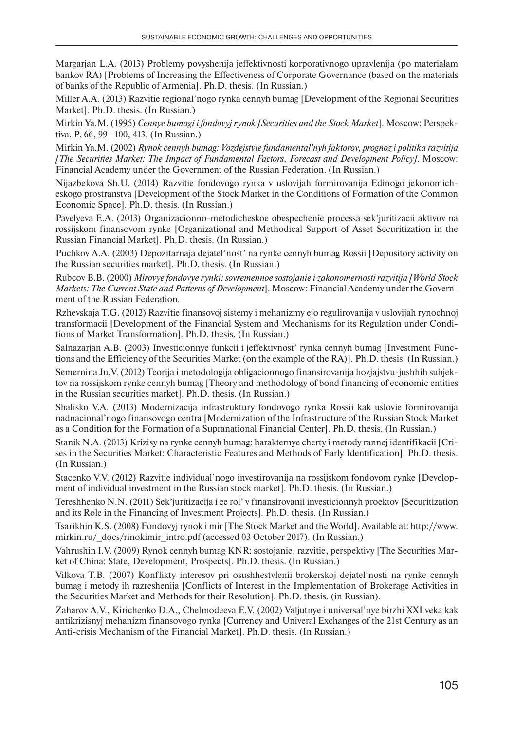Margarjan L.A. (2013) Problemy povyshenija jeffektivnosti korporativnogo upravlenija (po materialam bankov RA) [Problems of Increasing the Effectiveness of Corporate Governance (based on the materials of banks of the Republic of Armenia]. Ph.D. thesis. (In Russian.)

Miller A.A. (2013) Razvitie regional'nogo rynka cennyh bumag [Development of the Regional Securities Market]. Ph.D. thesis. (In Russian.)

Mirkin Ya.M. (1995) *Cennye bumagi i fondovyj rynok [Securities and the Stock Market*]. Moscow: Perspektiva. P. 66, 99–100, 413. (In Russian.)

Mirkin Ya.M. (2002) *Rynok cennyh bumag: Vozdejstvie fundamental'nyh faktorov, prognoz i politika razvitija [The Securities Market: The Impact of Fundamental Factors, Forecast and Development Policy]*. Moscow: Financial Academy under the Government of the Russian Federation. (In Russian.)

Nijazbekova Sh.U. (2014) Razvitie fondovogo rynka v uslovijah formirovanija Edinogo jekonomicheskogo prostranstva [Development of the Stock Market in the Conditions of Formation of the Common Economic Space]. Ph.D. thesis. (In Russian.)

Pavelyeva E.A. (2013) Organizacionno-metodicheskoe obespechenie processa sek'juritizacii aktivov na rossijskom finansovom rynke [Organizational and Methodical Support of Asset Securitization in the Russian Financial Market]. Ph.D. thesis. (In Russian.)

Puchkov A.A. (2003) Depozitarnaja dejatel'nost' na rynke cennyh bumag Rossii [Depository activity on the Russian securities market]. Ph.D. thesis. (In Russian.)

Rubcov B.B. (2000) *Mirovye fondovye rynki: sovremennoe sostojanie i zakonomernosti razvitija [World Stock Markets: The Current State and Patterns of Development*]. Moscow: Financial Academy under the Government of the Russian Federation.

Rzhevskaja T.G. (2012) Razvitie finansovoj sistemy i mehanizmy ejo regulirovanija v uslovijah rynochnoj transformacii [Development of the Financial System and Mechanisms for its Regulation under Conditions of Market Transformation]. Ph.D. thesis. (In Russian.)

Salnazarjan A.B. (2003) Investicionnye funkcii i jeffektivnost' rynka cennyh bumag [Investment Functions and the Efficiency of the Securities Market (on the example of the RA)]. Ph.D. thesis. (In Russian.)

Semernina Ju.V. (2012) Teorija i metodologija obligacionnogo finansirovanija hozjajstvu-jushhih subjektov na rossijskom rynke cennyh bumag [Theory and methodology of bond financing of economic entities in the Russian securities market]. Ph.D. thesis. (In Russian.)

Shalisko V.A. (2013) Modernizacija infrastruktury fondovogo rynka Rossii kak uslovie formirovanija nadnacional'nogo finansovogo centra [Modernization of the Infrastructure of the Russian Stock Market as a Condition for the Formation of a Supranational Financial Center]. Ph.D. thesis. (In Russian.)

Stanik N.A. (2013) Krizisy na rynke cennyh bumag: harakternye cherty i metody rannej identifikacii [Crises in the Securities Market: Characteristic Features and Methods of Early Identification]. Ph.D. thesis. (In Russian.)

Stacenko V.V. (2012) Razvitie individual'nogo investirovanija na rossijskom fondovom rynke [Development of individual investment in the Russian stock market]. Ph.D. thesis. (In Russian.)

Tereshhenko N.N. (2011) Sek'juritizacija i ee rol' v finansirovanii investicionnyh proektov [Securitization and its Role in the Financing of Investment Projects]. Ph.D. thesis. (In Russian.)

Tsarikhin K.S. (2008) Fondovyj rynok i mir [The Stock Market and the World]. Available at: http://www.mirkin.ru/_docs/rinokimir_intro.pdf (accessed 03 October 2017). (In Russian.)

Vahrushin I.V. (2009) Rynok cennyh bumag KNR: sostojanie, razvitie, perspektivy [The Securities Market of China: State, Development, Prospects]. Ph.D. thesis. (In Russian.)

Vilkova T.B. (2007) Konflikty interesov pri osushhestvlenii brokerskoj dejatel'nosti na rynke cennyh bumag i metody ih razreshenija [Conflicts of Interest in the Implementation of Brokerage Activities in the Securities Market and Methods for their Resolution]. Ph.D. thesis. (in Russian).

Zaharov A.V., Kirichenko D.A., Chelmodeeva E.V. (2002) Valjutnye i universal'nye birzhi XXI veka kak antikrizisnyj mehanizm finansovogo rynka [Currency and Univeral Exchanges of the 21st Century as an Anti-crisis Mechanism of the Financial Market]. Ph.D. thesis. (In Russian.)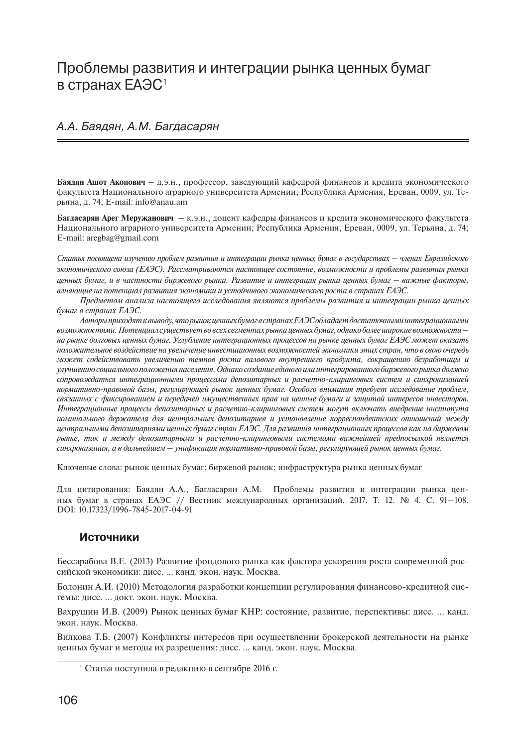# Проблемы развития и интеграции рынка ценных бумаг в странах ЕАЭС[1]

*А.А. Баядян, А.М. Багдасарян*

**Баядян Ашот Акопович** – д.э.н., профессор, заведующий кафедрой финансов и кредита экономического факультета Национального аграрного университета Армении; Республика Армения, Ереван, 0009, ул. Терьяна, д. 74; E-mail: info@anau.am

**Багдасарян Арег Меружанович** – к.э.н., доцент кафедры финансов и кредита экономического факультета Национального аграрного университета Армении; Республика Армения, Ереван, 0009, ул. Терьяна, д. 74; E-mail: aregbag@gmail.com

*Статья посвящена изучению проблем развития и интеграции рынка ценных бумаг в государствах – членах Евразийского экономического союза (ЕАЭС). Рассматриваются настоящее состояние, возможности и проблемы развития рынка ценных бумаг, и в частности биржевого рынка. Развитие и интеграция рынка ценных бумаг – важные факторы, влияющие на потенциал развития экономики и устойчивого экономического роста в странах ЕАЭС.*

*Предметом анализа настоящего исследования являются проблемы развития и интеграции рынка ценных бумаг в странах ЕАЭС.*

*Авторы приходят к выводу, что рынок ценных бумаг в странах ЕАЭС обладает достаточными интеграционными возможностями. Потенциал существует во всех сегментах рынка ценных бумаг, однако более широкие возможности – на рынке долговых ценных бумаг. Углубление интеграционных процессов на рынке ценных бумаг ЕАЭС может оказать положительное воздействие на увеличение инвестиционных возможностей экономики этих стран, что в свою очередь может содействовать увеличению темпов роста валового внутреннего продукта, сокращению безработицы и улучшению социального положения населения. Однако создание единого или интегрированного биржевого рынка должно сопровождаться интеграционными процессами депозитарных и расчетно-клиринговых систем и синхронизацией нормативно-правовой базы, регулирующей рынок ценных бумаг. Особого внимания требует исследование проблем, связанных с фиксированием и передачей имущественных прав на ценные бумаги и защитой интересов инвесторов. Интеграционные процессы депозитарных и расчетно-клиринговых систем могут включать внедрение института номинального держателя для центральных депозитариев и установление корреспондентских отношений между центральными депозитариями ценных бумаг стран ЕАЭС. Для развития интеграционных процессов как на биржевом рынке, так и между депозитарными и расчетно-клиринговыми системами важнейшей предпосылкой является синхронизация, а в дальнейшем – унификация нормативно-правовой базы, регулирующей рынок ценных бумаг.*

Ключевые слова: рынок ценных бумаг; биржевой рынок; инфраструктура рынка ценных бумаг

Для цитирования: Баядян А.А., Багдасарян А.М. Проблемы развития и интеграции рынка ценных бумаг в странах ЕАЭС // Вестник международных организаций. 2017. Т. 12. № 4. С. 91–108. DOI: 10.17323/1996-7845-2017-04-91

### Источники

Бессарабова В.Е. (2013) Развитие фондового рынка как фактора ускорения роста современной российской экономики: дисс. ... канд. экон. наук. Москва.

Болонин А.И. (2010) Методология разработки концепции регулирования финансово-кредитной системы: дисс. ... докт. экон. наук. Москва.

Вахрушин И.В. (2009) Рынок ценных бумаг КНР: состояние, развитие, перспективы: дисс. ... канд. экон. наук. Москва.

Вилкова Т.Б. (2007) Конфликты интересов при осуществлении брокерской деятельности на рынке ценных бумаг и методы их разрешения: дисс. ... канд. экон. наук. Москва.

[1] Статья поступила в редакцию в сентябре 2016 г.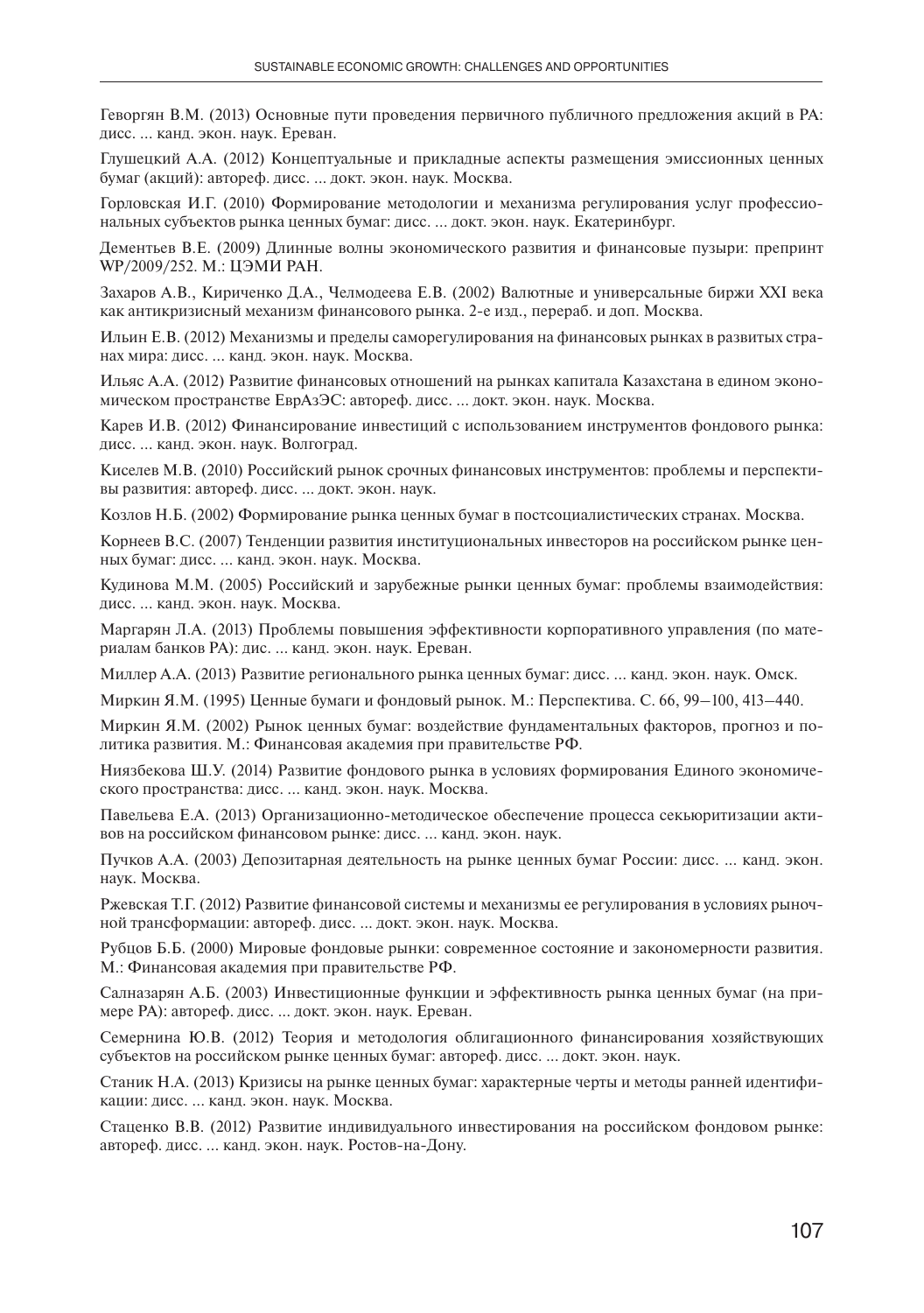Геворгян В.М. (2013) Основные пути проведения первичного публичного предложения акций в РА: дисс. ... канд. экон. наук. Ереван.

Глушецкий А.А. (2012) Концептуальные и прикладные аспекты размещения эмиссионных ценных бумаг (акций): автореф. дисс. ... докт. экон. наук. Москва.

Горловская И.Г. (2010) Формирование методологии и механизма регулирования услуг профессиональных субъектов рынка ценных бумаг: дисс. ... докт. экон. наук. Екатеринбург.

Дементьев В.Е. (2009) Длинные волны экономического развития и финансовые пузыри: препринт WP/2009/252. М.: ЦЭМИ РАН.

Захаров А.В., Кириченко Д.А., Челмодеева Е.В. (2002) Валютные и универсальные биржи XXI века как антикризисный механизм финансового рынка. 2-е изд., перераб. и доп. Москва.

Ильин Е.В. (2012) Механизмы и пределы саморегулирования на финансовых рынках в развитых странах мира: дисс. ... канд. экон. наук. Москва.

Ильяс А.А. (2012) Развитие финансовых отношений на рынках капитала Казахстана в едином экономическом пространстве ЕврАзЭС: автореф. дисс. ... докт. экон. наук. Москва.

Карев И.В. (2012) Финансирование инвестиций с использованием инструментов фондового рынка: дисс. ... канд. экон. наук. Волгоград.

Киселев М.В. (2010) Российский рынок срочных финансовых инструментов: проблемы и перспективы развития: автореф. дисс. ... докт. экон. наук.

Козлов Н.Б. (2002) Формирование рынка ценных бумаг в постсоциалистических странах. Москва.

Корнеев В.С. (2007) Тенденции развития институциональных инвесторов на российском рынке ценных бумаг: дисс. ... канд. экон. наук. Москва.

Кудинова М.М. (2005) Российский и зарубежные рынки ценных бумаг: проблемы взаимодействия: дисс. ... канд. экон. наук. Москва.

Маргарян Л.А. (2013) Проблемы повышения эффективности корпоративного управления (по материалам банков РА): дис. ... канд. экон. наук. Ереван.

Миллер А.А. (2013) Развитие регионального рынка ценных бумаг: дисс. ... канд. экон. наук. Омск.

Миркин Я.М. (1995) Ценные бумаги и фондовый рынок. М.: Перспектива. С. 66, 99–100, 413–440.

Миркин Я.М. (2002) Рынок ценных бумаг: воздействие фундаментальных факторов, прогноз и политика развития. М.: Финансовая академия при правительстве РФ.

Ниязбекова Ш.У. (2014) Развитие фондового рынка в условиях формирования Единого экономического пространства: дисс. ... канд. экон. наук. Москва.

Павельева Е.А. (2013) Организационно-методическое обеспечение процесса секьюритизации активов на российском финансовом рынке: дисс. ... канд. экон. наук.

Пучков А.А. (2003) Депозитарная деятельность на рынке ценных бумаг России: дисс. ... канд. экон. наук. Москва.

Ржевская Т.Г. (2012) Развитие финансовой системы и механизмы ее регулирования в условиях рыночной трансформации: автореф. дисс. ... докт. экон. наук. Москва.

Рубцов Б.Б. (2000) Мировые фондовые рынки: современное состояние и закономерности развития. М.: Финансовая академия при правительстве РФ.

Салназарян А.Б. (2003) Инвестиционные функции и эффективность рынка ценных бумаг (на примере РА): автореф. дисс. ... докт. экон. наук. Ереван.

Семернина Ю.В. (2012) Теория и методология облигационного финансирования хозяйствующих субъектов на российском рынке ценных бумаг: автореф. дисс. ... докт. экон. наук.

Станик Н.А. (2013) Кризисы на рынке ценных бумаг: характерные черты и методы ранней идентификации: дисс. ... канд. экон. наук. Москва.

Стаценко В.В. (2012) Развитие индивидуального инвестирования на российском фондовом рынке: автореф. дисс. ... канд. экон. наук. Ростов-на-Дону.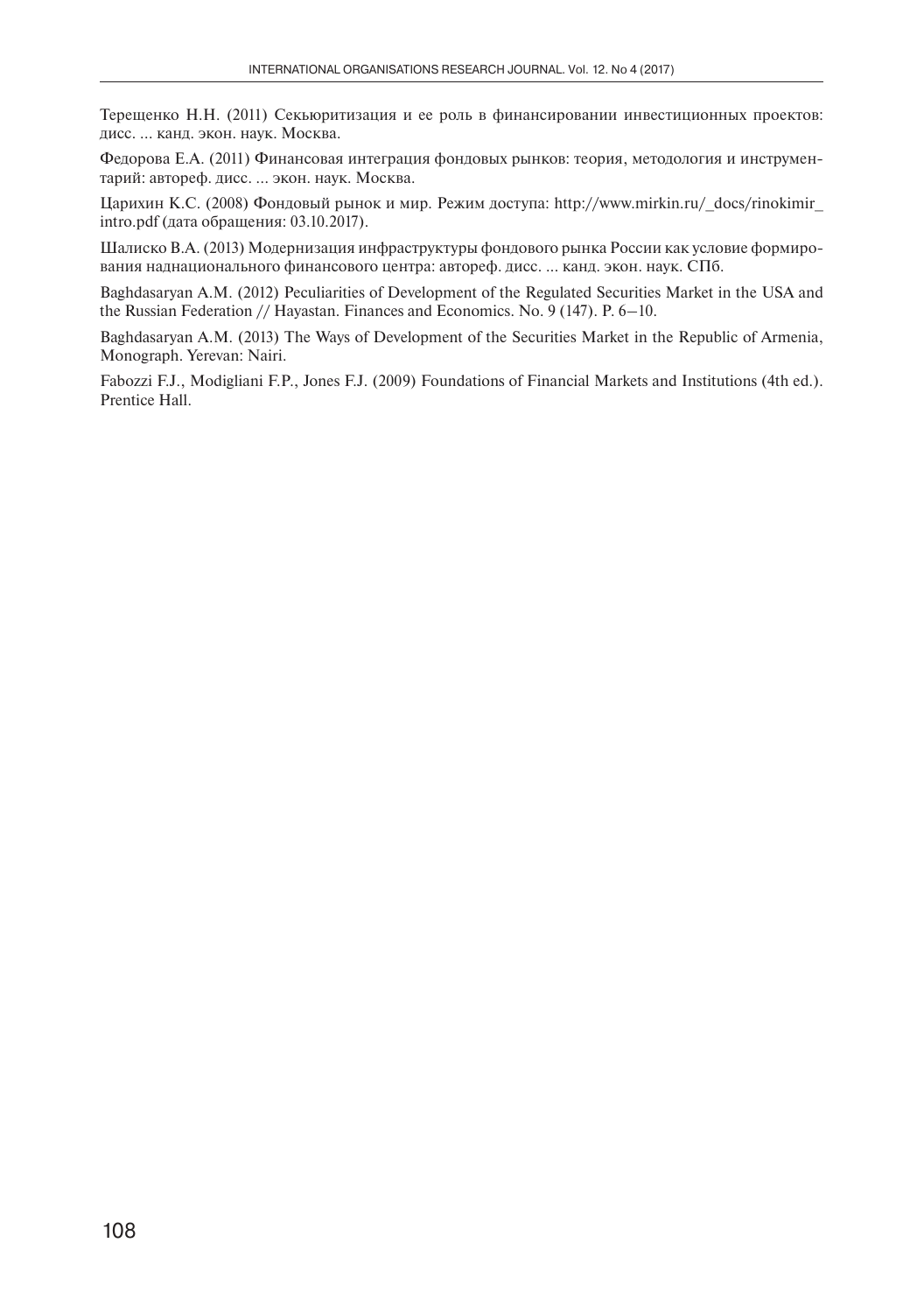Терещенко Н.Н. (2011) Секьюритизация и ее роль в финансировании инвестиционных проектов: дисс. ... канд. экон. наук. Москва.

Федорова Е.А. (2011) Финансовая интеграция фондовых рынков: теория, методология и инструментарий: автореф. дисс. ... экон. наук. Москва.

Царихин К.С. (2008) Фондовый рынок и мир. Режим доступа: http://www.mirkin.ru/_docs/rinokimir_intro.pdf (дата обращения: 03.10.2017).

Шалиско В.А. (2013) Модернизация инфраструктуры фондового рынка России как условие формирования наднационального финансового центра: автореф. дисс. ... канд. экон. наук. СПб.

Baghdasaryan A.M. (2012) Peculiarities of Development of the Regulated Securities Market in the USA and the Russian Federation // Hayastan. Finances and Economics. No. 9 (147). P. 6–10.

Baghdasaryan A.M. (2013) The Ways of Development of the Securities Market in the Republic of Armenia, Monograph. Yerevan: Nairi.

Fabozzi F.J., Modigliani F.P., Jones F.J. (2009) Foundations of Financial Markets and Institutions (4th ed.). Prentice Hall.